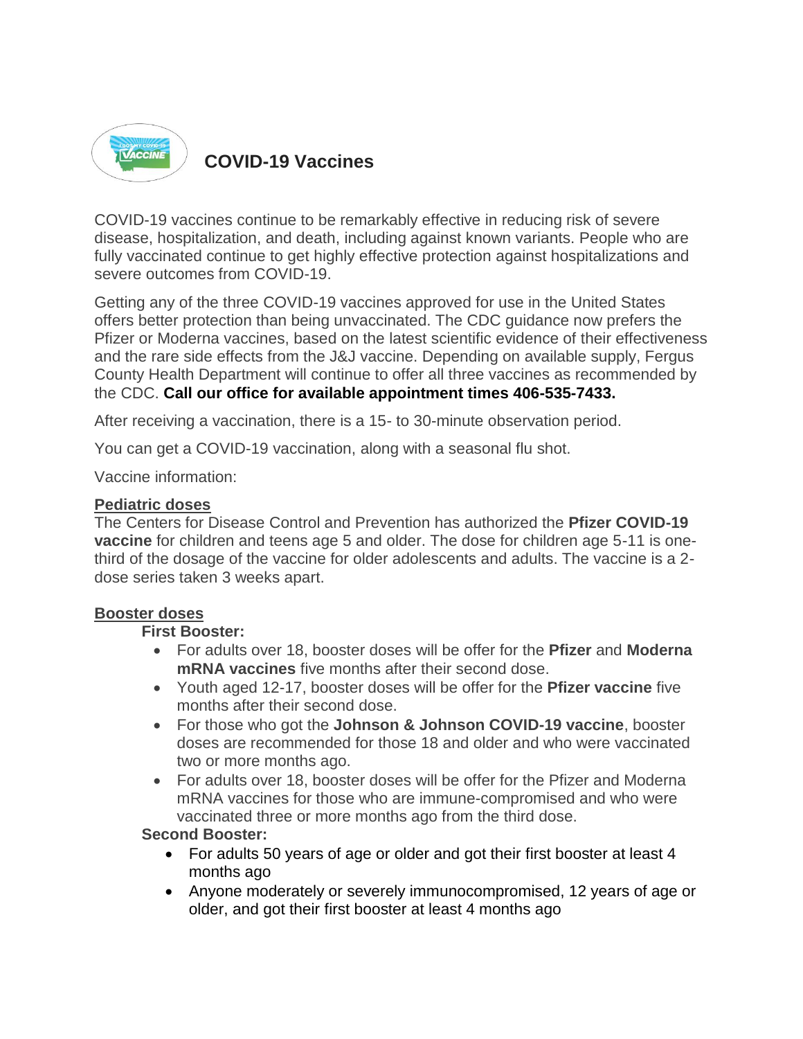# COVID-19 Vaccines

COVID-19 vaccines continue to be remarkably effective in reducing risk of severe disease, hospitalization, and death, including against known variants. People who are fully vaccinated continue to get highly effective protection against hospitalizations and severe outcomes from COVID-19.

Getting any of the three COVID-19 vaccines approved for use in the United States offers better protection than being unvaccinated. The CDC guidance now prefers the Pfizer or Moderna vaccines, based on the latest scientific evidence of their effectiveness and the rare side effects from the J&J vaccine. Depending on available supply, Fergus County Health Department will continue to offer all three vaccines as recommended by the CDC. **Call our office for available appointment times 406-535-7433.**

After receiving a vaccination, there is a 15- to 30-minute observation period.

You can get a COVID-19 vaccination, along with a seasonal flu shot.

Vaccine information:

## Pediatric doses

The Centers for Disease Control and Prevention has authorized the **Pfizer COVID-19 vaccine** for children and teens age 5 and older. The dose for children age 5-11 is one-third of the dosage of the vaccine for older adolescents and adults. The vaccine is a 2-dose series taken 3 weeks apart.

## Booster doses

**First Booster:**

- For adults over 18, booster doses will be offer for the **Pfizer** and **Moderna mRNA vaccines** five months after their second dose.
- Youth aged 12-17, booster doses will be offer for the **Pfizer vaccine** five months after their second dose.
- For those who got the **Johnson & Johnson COVID-19 vaccine**, booster doses are recommended for those 18 and older and who were vaccinated two or more months ago.
- For adults over 18, booster doses will be offer for the Pfizer and Moderna mRNA vaccines for those who are immune-compromised and who were vaccinated three or more months ago from the third dose.

**Second Booster:**

- For adults 50 years of age or older and got their first booster at least 4 months ago
- Anyone moderately or severely immunocompromised, 12 years of age or older, and got their first booster at least 4 months ago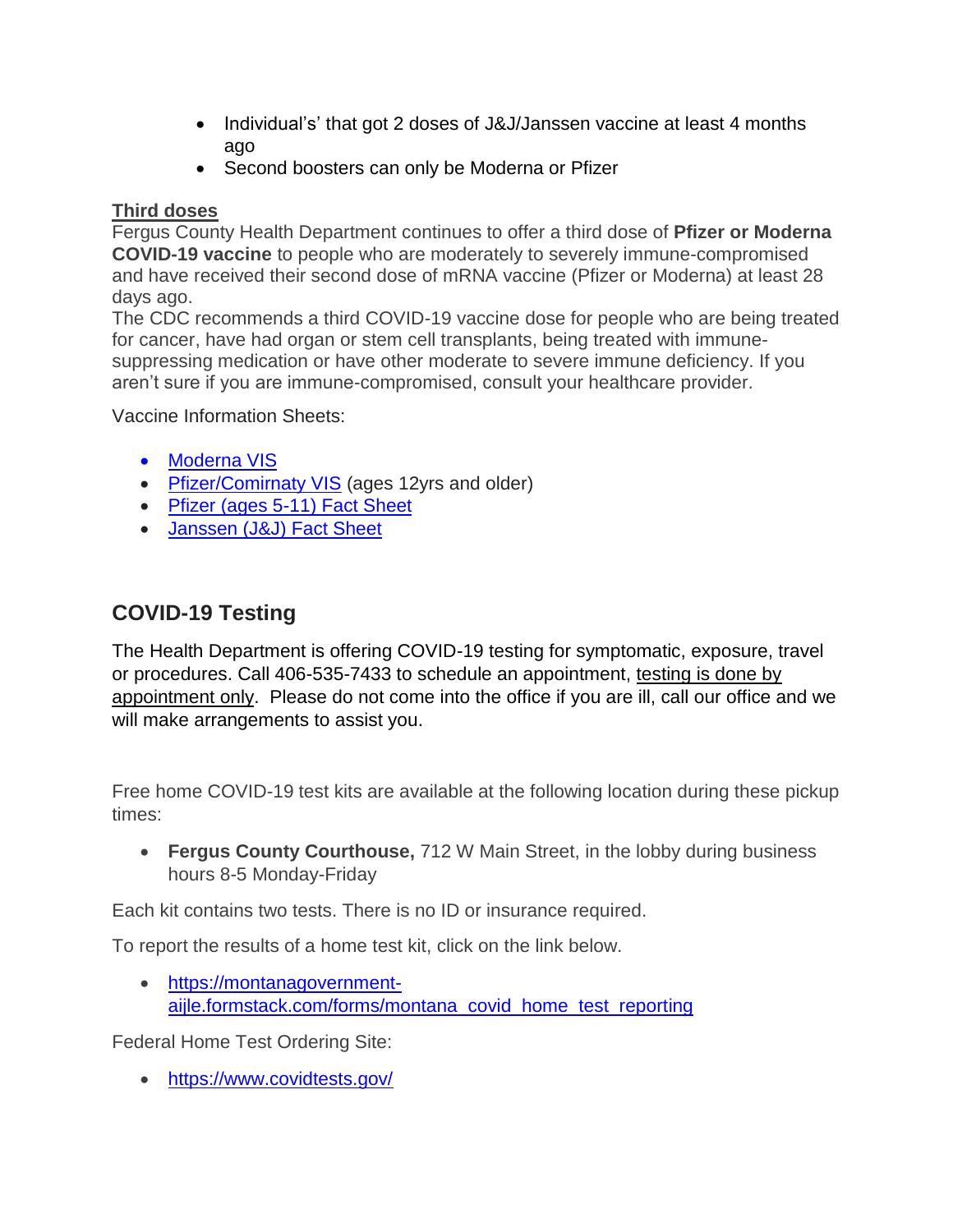- Individual's' that got 2 doses of J&J/Janssen vaccine at least 4 months ago
- Second boosters can only be Moderna or Pfizer

**Third doses**

Fergus County Health Department continues to offer a third dose of **Pfizer or Moderna COVID-19 vaccine** to people who are moderately to severely immune-compromised and have received their second dose of mRNA vaccine (Pfizer or Moderna) at least 28 days ago.

The CDC recommends a third COVID-19 vaccine dose for people who are being treated for cancer, have had organ or stem cell transplants, being treated with immune-suppressing medication or have other moderate to severe immune deficiency. If you aren't sure if you are immune-compromised, consult your healthcare provider.

Vaccine Information Sheets:

- Moderna VIS
- Pfizer/Comirnaty VIS (ages 12yrs and older)
- Pfizer (ages 5-11) Fact Sheet
- Janssen (J&J) Fact Sheet

## COVID-19 Testing

The Health Department is offering COVID-19 testing for symptomatic, exposure, travel or procedures. Call 406-535-7433 to schedule an appointment, testing is done by appointment only. Please do not come into the office if you are ill, call our office and we will make arrangements to assist you.

Free home COVID-19 test kits are available at the following location during these pickup times:

- **Fergus County Courthouse,** 712 W Main Street, in the lobby during business hours 8-5 Monday-Friday

Each kit contains two tests. There is no ID or insurance required.

To report the results of a home test kit, click on the link below.

- https://montanagovernment-aijle.formstack.com/forms/montana_covid_home_test_reporting

Federal Home Test Ordering Site:

- https://www.covidtests.gov/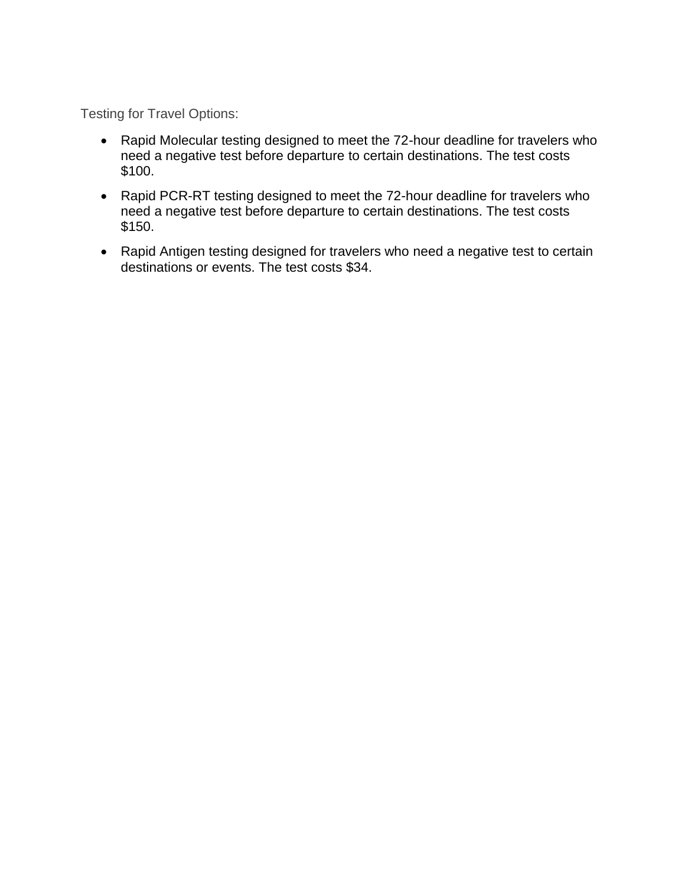Testing for Travel Options:

- Rapid Molecular testing designed to meet the 72-hour deadline for travelers who need a negative test before departure to certain destinations. The test costs $100.
- Rapid PCR-RT testing designed to meet the 72-hour deadline for travelers who need a negative test before departure to certain destinations. The test costs $150.
- Rapid Antigen testing designed for travelers who need a negative test to certain destinations or events. The test costs $34.